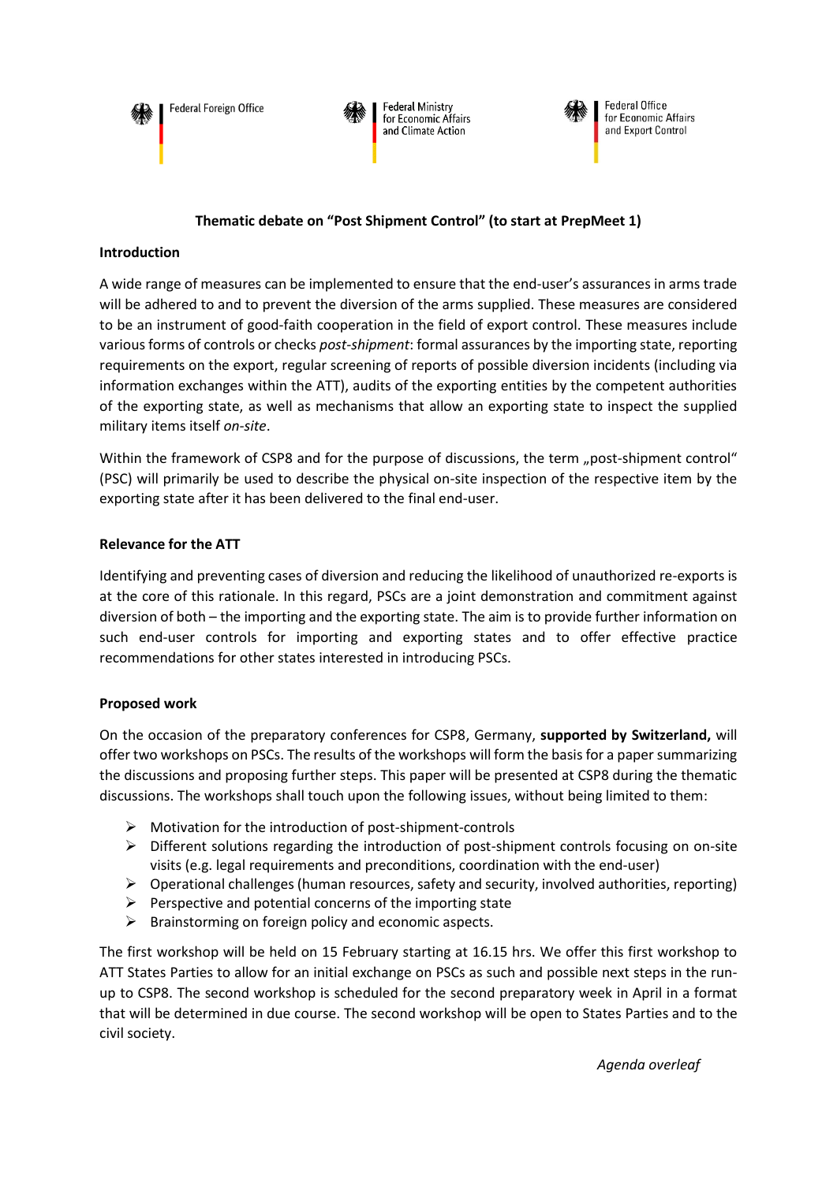Federal Foreign Office

Federal Ministry for Economic Affairs and Climate Action

Federal Office for Economic Affairs and Export Control

**Thematic debate on "Post Shipment Control" (to start at PrepMeet 1)**

**Introduction**

A wide range of measures can be implemented to ensure that the end-user's assurances in arms trade will be adhered to and to prevent the diversion of the arms supplied. These measures are considered to be an instrument of good-faith cooperation in the field of export control. These measures include various forms of controls or checks *post-shipment*: formal assurances by the importing state, reporting requirements on the export, regular screening of reports of possible diversion incidents (including via information exchanges within the ATT), audits of the exporting entities by the competent authorities of the exporting state, as well as mechanisms that allow an exporting state to inspect the supplied military items itself *on-site*.

Within the framework of CSP8 and for the purpose of discussions, the term „post-shipment control" (PSC) will primarily be used to describe the physical on-site inspection of the respective item by the exporting state after it has been delivered to the final end-user.

**Relevance for the ATT**

Identifying and preventing cases of diversion and reducing the likelihood of unauthorized re-exports is at the core of this rationale. In this regard, PSCs are a joint demonstration and commitment against diversion of both – the importing and the exporting state. The aim is to provide further information on such end-user controls for importing and exporting states and to offer effective practice recommendations for other states interested in introducing PSCs.

**Proposed work**

On the occasion of the preparatory conferences for CSP8, Germany, **supported by Switzerland,** will offer two workshops on PSCs. The results of the workshops will form the basis for a paper summarizing the discussions and proposing further steps. This paper will be presented at CSP8 during the thematic discussions. The workshops shall touch upon the following issues, without being limited to them:

- Motivation for the introduction of post-shipment-controls
- Different solutions regarding the introduction of post-shipment controls focusing on on-site visits (e.g. legal requirements and preconditions, coordination with the end-user)
- Operational challenges (human resources, safety and security, involved authorities, reporting)
- Perspective and potential concerns of the importing state
- Brainstorming on foreign policy and economic aspects.

The first workshop will be held on 15 February starting at 16.15 hrs. We offer this first workshop to ATT States Parties to allow for an initial exchange on PSCs as such and possible next steps in the run-up to CSP8. The second workshop is scheduled for the second preparatory week in April in a format that will be determined in due course. The second workshop will be open to States Parties and to the civil society.

*Agenda overleaf*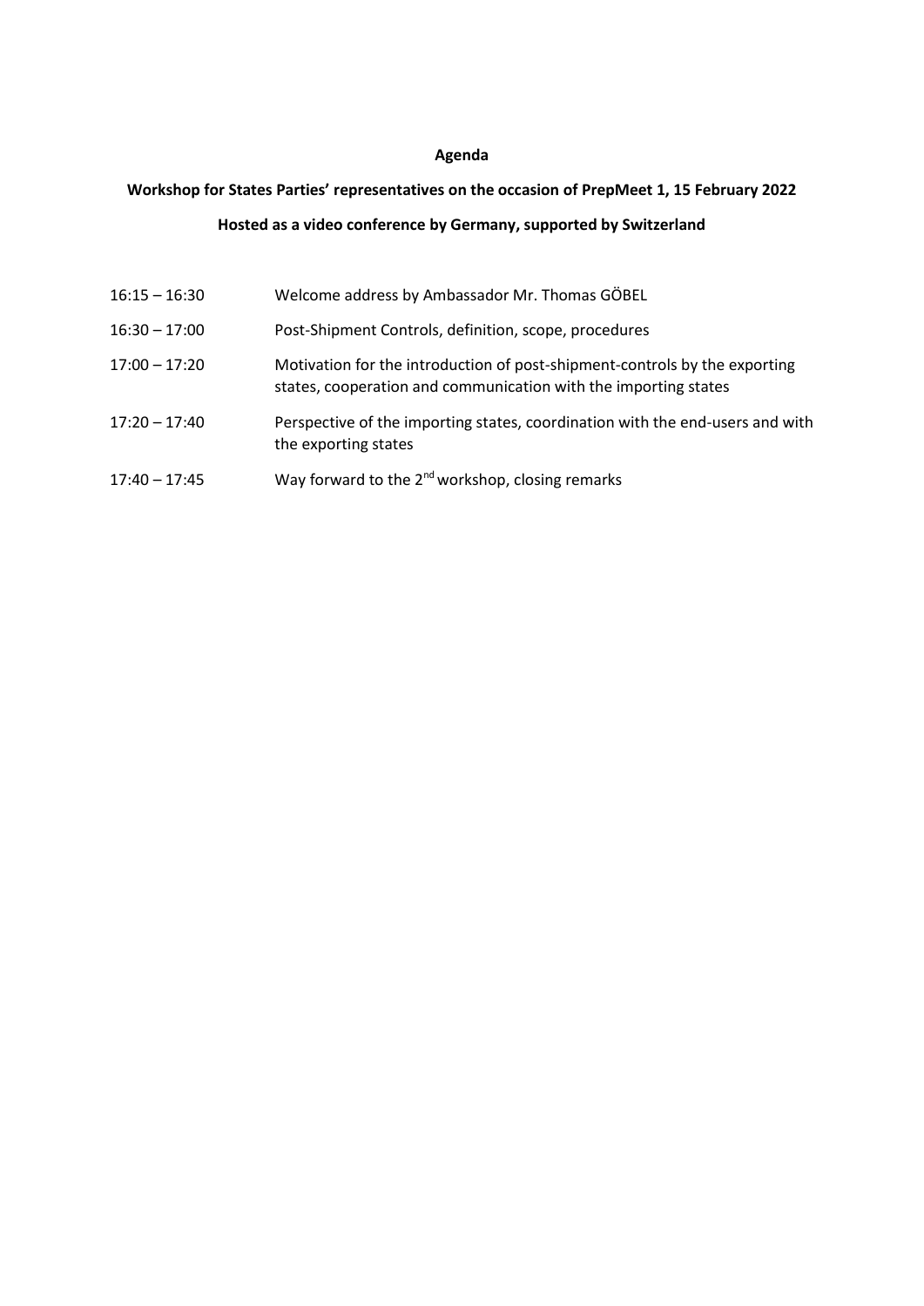**Agenda**

**Workshop for States Parties' representatives on the occasion of PrepMeet 1, 15 February 2022**

**Hosted as a video conference by Germany, supported by Switzerland**

| | |
|---|---|
| 16:15 – 16:30 | Welcome address by Ambassador Mr. Thomas GÖBEL |
| 16:30 – 17:00 | Post-Shipment Controls, definition, scope, procedures |
| 17:00 – 17:20 | Motivation for the introduction of post-shipment-controls by the exporting states, cooperation and communication with the importing states |
| 17:20 – 17:40 | Perspective of the importing states, coordination with the end-users and with the exporting states |
| 17:40 – 17:45 | Way forward to the 2nd workshop, closing remarks |